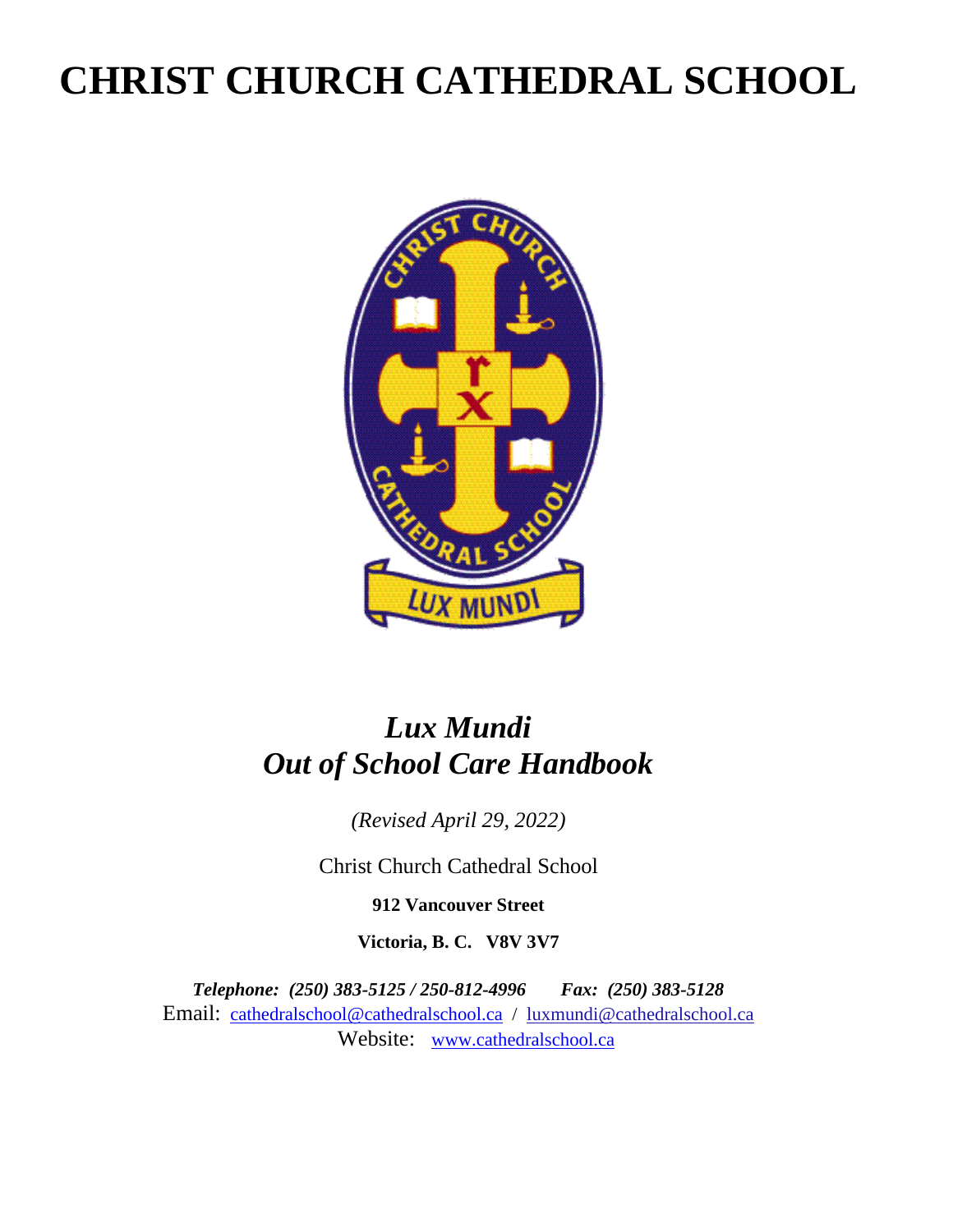# CHRIST CHURCH CATHEDRAL SCHOOL

## *Lux Mundi*
## *Out of School Care Handbook*

*(Revised April 29, 2022)*

Christ Church Cathedral School

**912 Vancouver Street**

**Victoria, B. C. V8V 3V7**

***Telephone: (250) 383-5125 / 250-812-4996 Fax: (250) 383-5128***

Email: cathedralschool@cathedralschool.ca / luxmundi@cathedralschool.ca

Website: www.cathedralschool.ca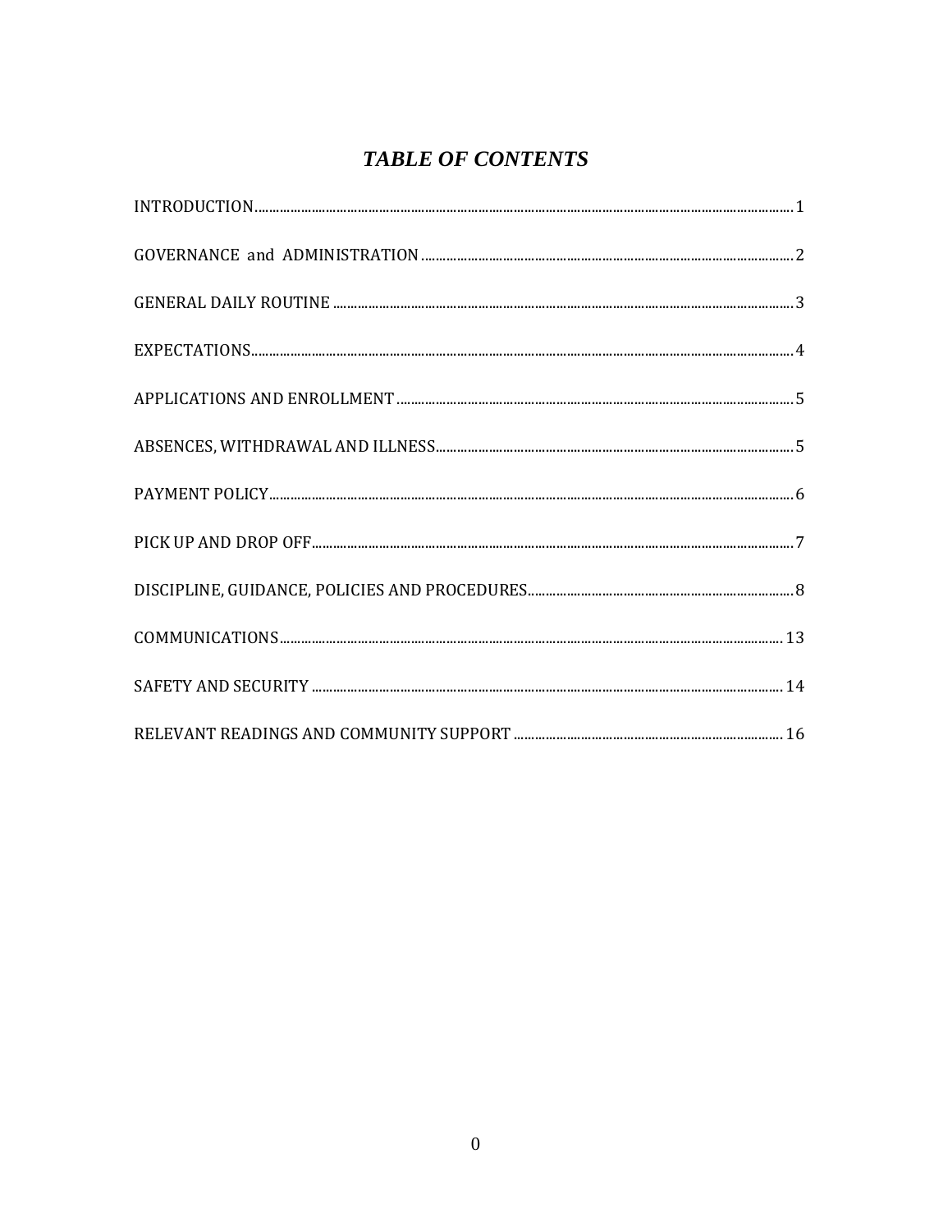# *TABLE OF CONTENTS*

INTRODUCTION ........................................................................................................ 1

GOVERNANCE and ADMINISTRATION ................................................................. 2

GENERAL DAILY ROUTINE .................................................................................. 3

EXPECTATIONS ....................................................................................................... 4

APPLICATIONS AND ENROLLMENT .................................................................... 5

ABSENCES, WITHDRAWAL AND ILLNESS .......................................................... 5

PAYMENT POLICY ................................................................................................... 6

PICK UP AND DROP OFF ........................................................................................ 7

DISCIPLINE, GUIDANCE, POLICIES AND PROCEDURES .................................. 8

COMMUNICATIONS ............................................................................................... 13

SAFETY AND SECURITY ........................................................................................ 14

RELEVANT READINGS AND COMMUNITY SUPPORT ...................................... 16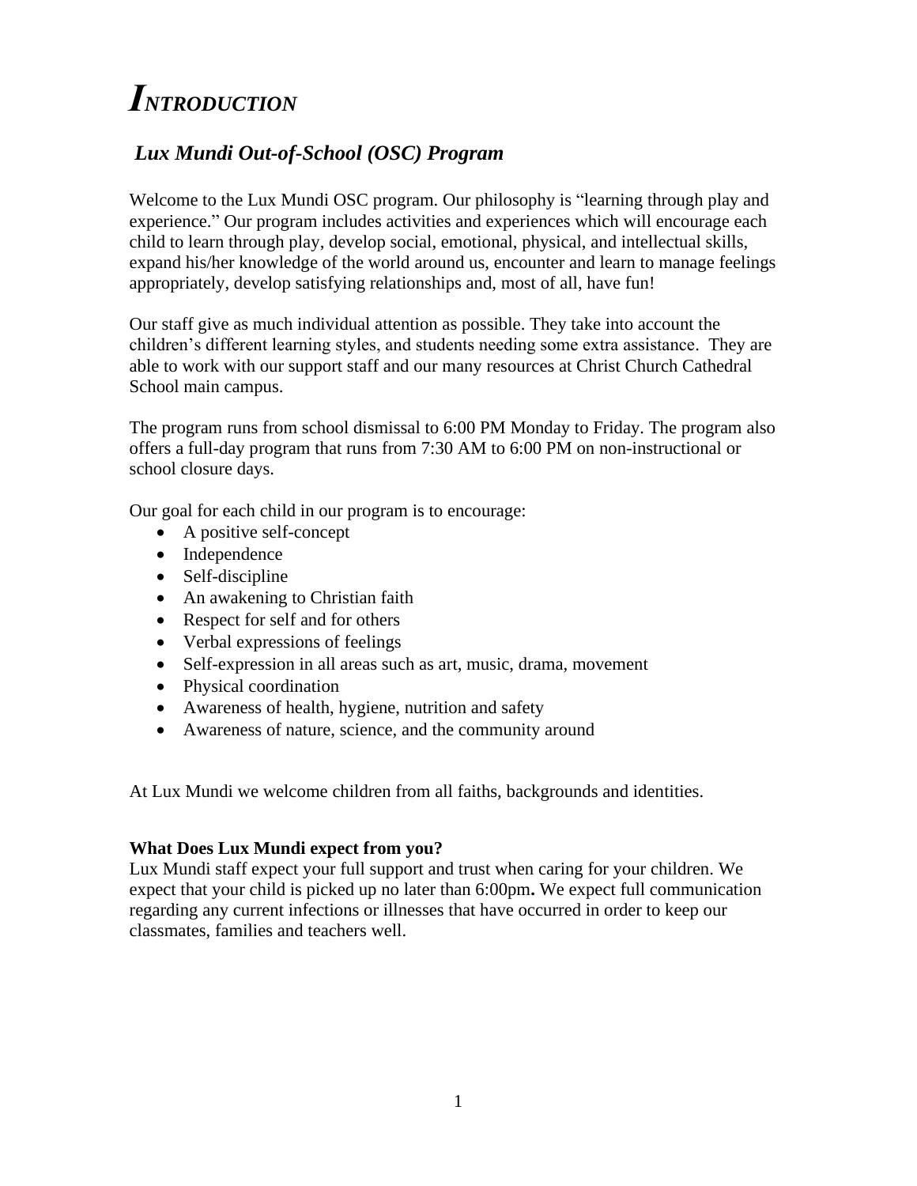# *INTRODUCTION*

## *Lux Mundi Out-of-School (OSC) Program*

Welcome to the Lux Mundi OSC program. Our philosophy is "learning through play and experience." Our program includes activities and experiences which will encourage each child to learn through play, develop social, emotional, physical, and intellectual skills, expand his/her knowledge of the world around us, encounter and learn to manage feelings appropriately, develop satisfying relationships and, most of all, have fun!

Our staff give as much individual attention as possible. They take into account the children's different learning styles, and students needing some extra assistance. They are able to work with our support staff and our many resources at Christ Church Cathedral School main campus.

The program runs from school dismissal to 6:00 PM Monday to Friday. The program also offers a full-day program that runs from 7:30 AM to 6:00 PM on non-instructional or school closure days.

Our goal for each child in our program is to encourage:

- A positive self-concept
- Independence
- Self-discipline
- An awakening to Christian faith
- Respect for self and for others
- Verbal expressions of feelings
- Self-expression in all areas such as art, music, drama, movement
- Physical coordination
- Awareness of health, hygiene, nutrition and safety
- Awareness of nature, science, and the community around

At Lux Mundi we welcome children from all faiths, backgrounds and identities.

**What Does Lux Mundi expect from you?**

Lux Mundi staff expect your full support and trust when caring for your children. We expect that your child is picked up no later than 6:00pm**.** We expect full communication regarding any current infections or illnesses that have occurred in order to keep our classmates, families and teachers well.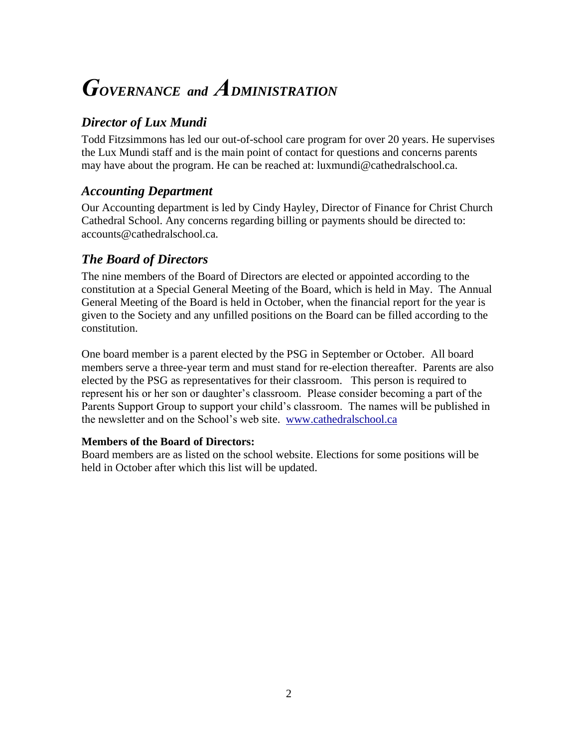# *GOVERNANCE and ADMINISTRATION*

## *Director of Lux Mundi*

Todd Fitzsimmons has led our out-of-school care program for over 20 years. He supervises the Lux Mundi staff and is the main point of contact for questions and concerns parents may have about the program. He can be reached at: luxmundi@cathedralschool.ca.

## *Accounting Department*

Our Accounting department is led by Cindy Hayley, Director of Finance for Christ Church Cathedral School. Any concerns regarding billing or payments should be directed to: accounts@cathedralschool.ca.

## *The Board of Directors*

The nine members of the Board of Directors are elected or appointed according to the constitution at a Special General Meeting of the Board, which is held in May. The Annual General Meeting of the Board is held in October, when the financial report for the year is given to the Society and any unfilled positions on the Board can be filled according to the constitution.

One board member is a parent elected by the PSG in September or October. All board members serve a three-year term and must stand for re-election thereafter. Parents are also elected by the PSG as representatives for their classroom. This person is required to represent his or her son or daughter's classroom. Please consider becoming a part of the Parents Support Group to support your child's classroom. The names will be published in the newsletter and on the School's web site. [www.cathedralschool.ca](www.cathedralschool.ca)

**Members of the Board of Directors:**
Board members are as listed on the school website. Elections for some positions will be held in October after which this list will be updated.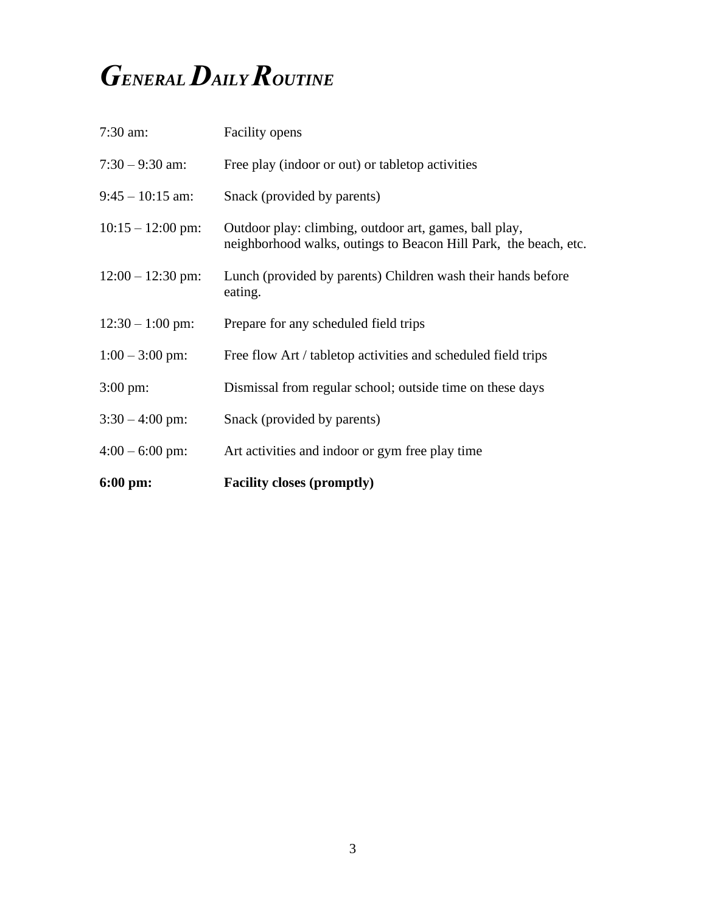# *General Daily Routine*

| | |
|---|---|
| 7:30 am: | Facility opens |
| 7:30 – 9:30 am: | Free play (indoor or out) or tabletop activities |
| 9:45 – 10:15 am: | Snack (provided by parents) |
| 10:15 – 12:00 pm: | Outdoor play: climbing, outdoor art, games, ball play, neighborhood walks, outings to Beacon Hill Park, the beach, etc. |
| 12:00 – 12:30 pm: | Lunch (provided by parents) Children wash their hands before eating. |
| 12:30 – 1:00 pm: | Prepare for any scheduled field trips |
| 1:00 – 3:00 pm: | Free flow Art / tabletop activities and scheduled field trips |
| 3:00 pm: | Dismissal from regular school; outside time on these days |
| 3:30 – 4:00 pm: | Snack (provided by parents) |
| 4:00 – 6:00 pm: | Art activities and indoor or gym free play time |
| **6:00 pm:** | **Facility closes (promptly)** |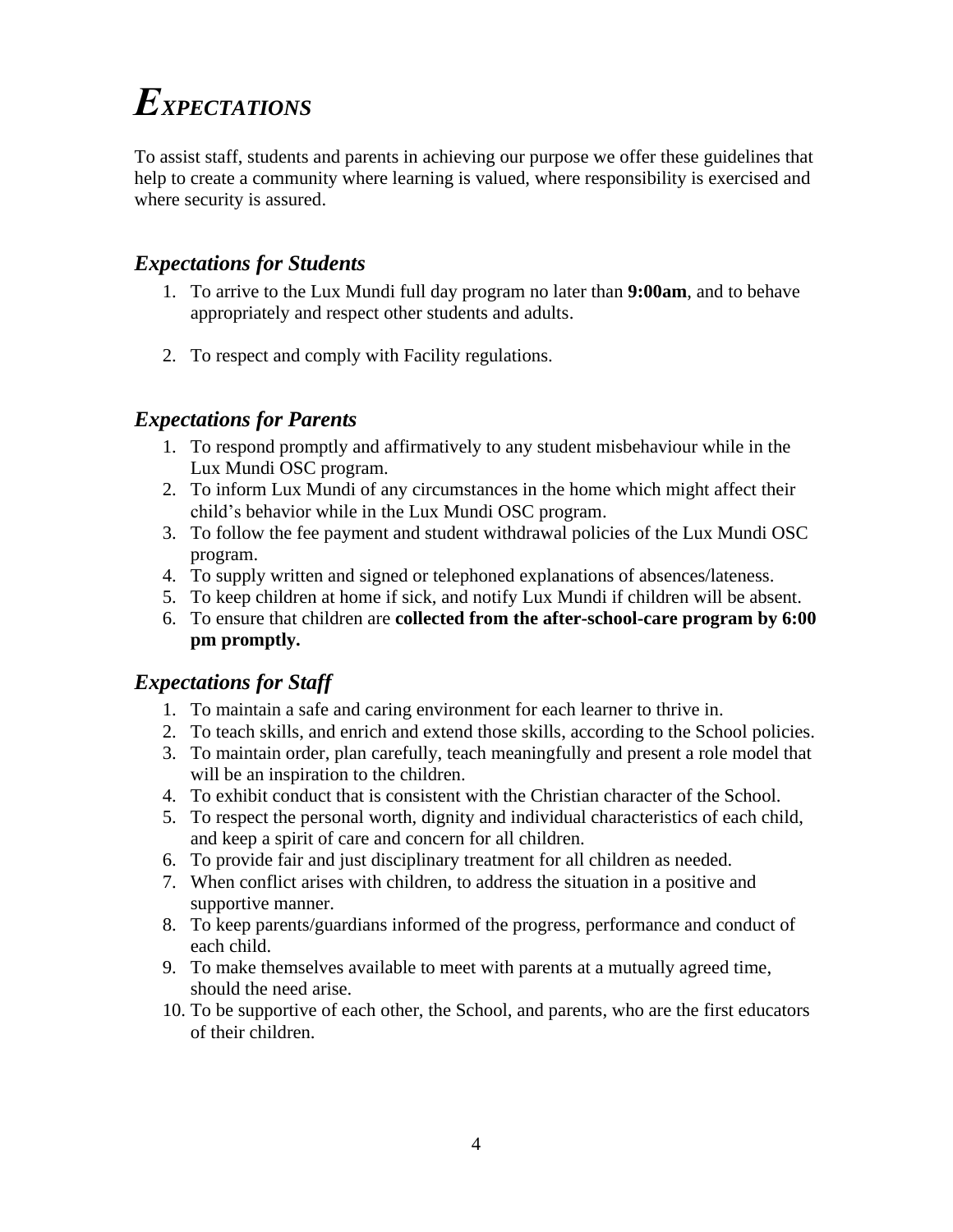# *EXPECTATIONS*

To assist staff, students and parents in achieving our purpose we offer these guidelines that help to create a community where learning is valued, where responsibility is exercised and where security is assured.

## *Expectations for Students*

1. To arrive to the Lux Mundi full day program no later than **9:00am**, and to behave appropriately and respect other students and adults.

2. To respect and comply with Facility regulations.

## *Expectations for Parents*

1. To respond promptly and affirmatively to any student misbehaviour while in the Lux Mundi OSC program.
2. To inform Lux Mundi of any circumstances in the home which might affect their child's behavior while in the Lux Mundi OSC program.
3. To follow the fee payment and student withdrawal policies of the Lux Mundi OSC program.
4. To supply written and signed or telephoned explanations of absences/lateness.
5. To keep children at home if sick, and notify Lux Mundi if children will be absent.
6. To ensure that children are **collected from the after-school-care program by 6:00 pm promptly.**

## *Expectations for Staff*

1. To maintain a safe and caring environment for each learner to thrive in.
2. To teach skills, and enrich and extend those skills, according to the School policies.
3. To maintain order, plan carefully, teach meaningfully and present a role model that will be an inspiration to the children.
4. To exhibit conduct that is consistent with the Christian character of the School.
5. To respect the personal worth, dignity and individual characteristics of each child, and keep a spirit of care and concern for all children.
6. To provide fair and just disciplinary treatment for all children as needed.
7. When conflict arises with children, to address the situation in a positive and supportive manner.
8. To keep parents/guardians informed of the progress, performance and conduct of each child.
9. To make themselves available to meet with parents at a mutually agreed time, should the need arise.
10. To be supportive of each other, the School, and parents, who are the first educators of their children.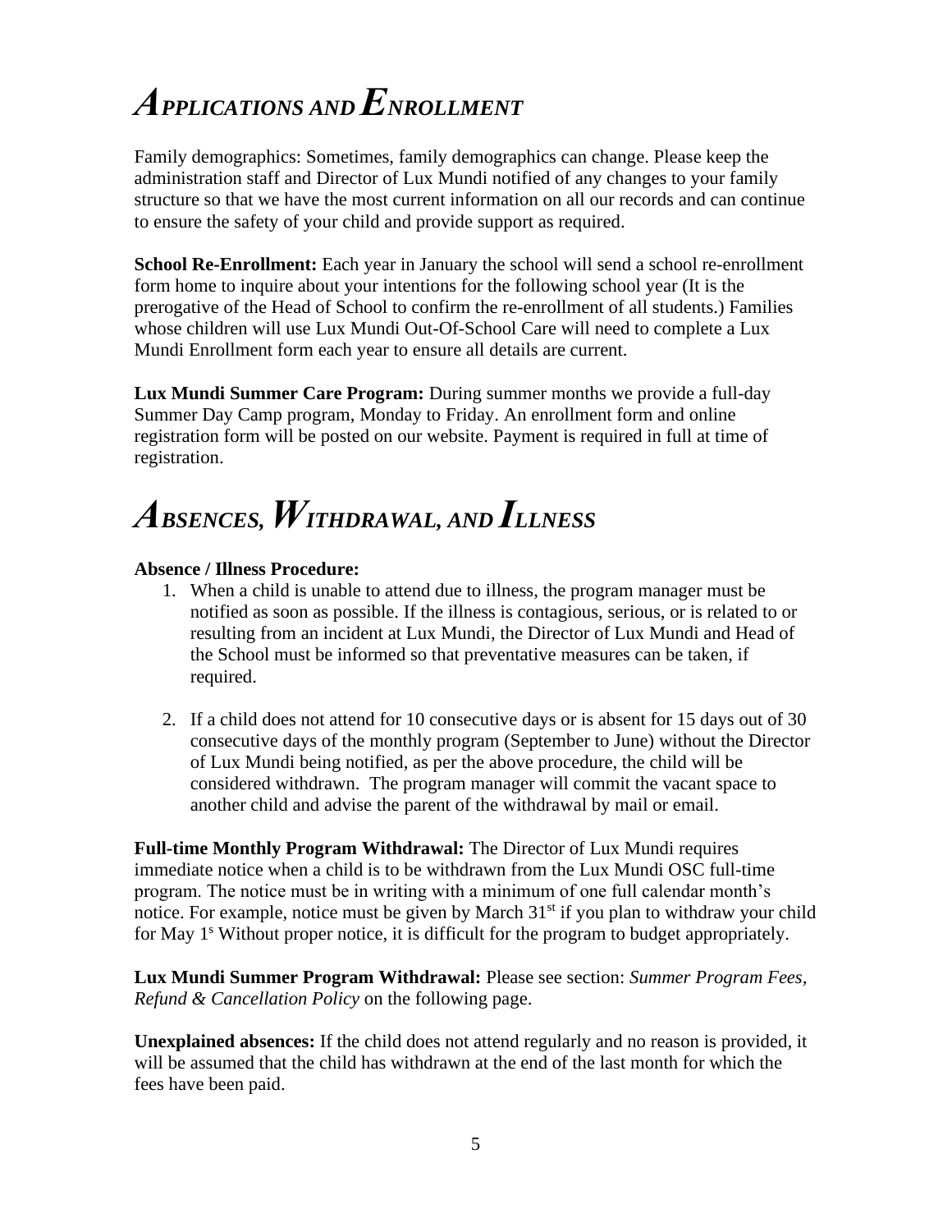# APPLICATIONS AND ENROLLMENT

Family demographics: Sometimes, family demographics can change. Please keep the administration staff and Director of Lux Mundi notified of any changes to your family structure so that we have the most current information on all our records and can continue to ensure the safety of your child and provide support as required.

**School Re-Enrollment:** Each year in January the school will send a school re-enrollment form home to inquire about your intentions for the following school year (It is the prerogative of the Head of School to confirm the re-enrollment of all students.) Families whose children will use Lux Mundi Out-Of-School Care will need to complete a Lux Mundi Enrollment form each year to ensure all details are current.

**Lux Mundi Summer Care Program:** During summer months we provide a full-day Summer Day Camp program, Monday to Friday. An enrollment form and online registration form will be posted on our website. Payment is required in full at time of registration.

# ABSENCES, WITHDRAWAL, AND ILLNESS

**Absence / Illness Procedure:**

1. When a child is unable to attend due to illness, the program manager must be notified as soon as possible. If the illness is contagious, serious, or is related to or resulting from an incident at Lux Mundi, the Director of Lux Mundi and Head of the School must be informed so that preventative measures can be taken, if required.

2. If a child does not attend for 10 consecutive days or is absent for 15 days out of 30 consecutive days of the monthly program (September to June) without the Director of Lux Mundi being notified, as per the above procedure, the child will be considered withdrawn. The program manager will commit the vacant space to another child and advise the parent of the withdrawal by mail or email.

**Full-time Monthly Program Withdrawal:** The Director of Lux Mundi requires immediate notice when a child is to be withdrawn from the Lux Mundi OSC full-time program. The notice must be in writing with a minimum of one full calendar month's notice. For example, notice must be given by March 31st if you plan to withdraw your child for May 1s Without proper notice, it is difficult for the program to budget appropriately.

**Lux Mundi Summer Program Withdrawal:** Please see section: *Summer Program Fees, Refund & Cancellation Policy* on the following page.

**Unexplained absences:** If the child does not attend regularly and no reason is provided, it will be assumed that the child has withdrawn at the end of the last month for which the fees have been paid.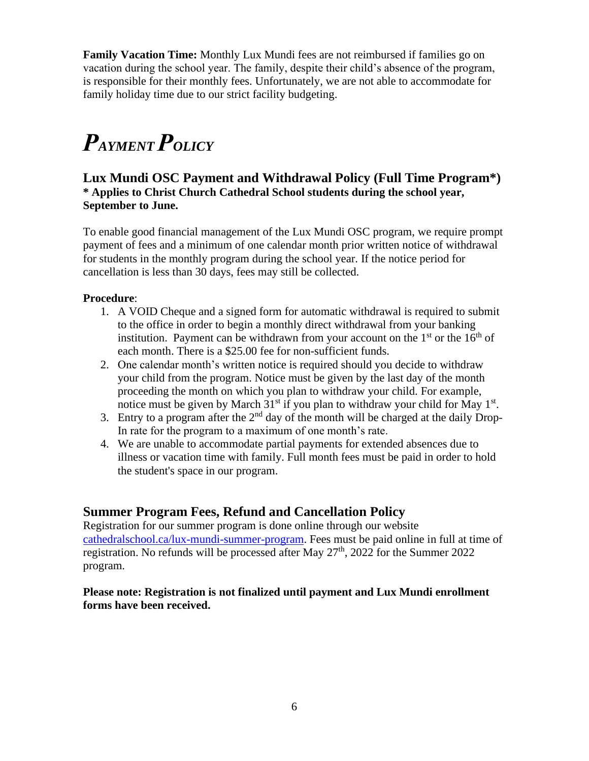**Family Vacation Time:** Monthly Lux Mundi fees are not reimbursed if families go on vacation during the school year. The family, despite their child's absence of the program, is responsible for their monthly fees. Unfortunately, we are not able to accommodate for family holiday time due to our strict facility budgeting.

# *Payment Policy*

## Lux Mundi OSC Payment and Withdrawal Policy (Full Time Program*)

**\* Applies to Christ Church Cathedral School students during the school year, September to June.**

To enable good financial management of the Lux Mundi OSC program, we require prompt payment of fees and a minimum of one calendar month prior written notice of withdrawal for students in the monthly program during the school year. If the notice period for cancellation is less than 30 days, fees may still be collected.

**Procedure**:

1. A VOID Cheque and a signed form for automatic withdrawal is required to submit to the office in order to begin a monthly direct withdrawal from your banking institution. Payment can be withdrawn from your account on the 1st or the 16th of each month. There is a $25.00 fee for non-sufficient funds.
2. One calendar month's written notice is required should you decide to withdraw your child from the program. Notice must be given by the last day of the month proceeding the month on which you plan to withdraw your child. For example, notice must be given by March 31st if you plan to withdraw your child for May 1st.
3. Entry to a program after the 2nd day of the month will be charged at the daily Drop-In rate for the program to a maximum of one month's rate.
4. We are unable to accommodate partial payments for extended absences due to illness or vacation time with family. Full month fees must be paid in order to hold the student's space in our program.

## Summer Program Fees, Refund and Cancellation Policy

Registration for our summer program is done online through our website [cathedralschool.ca/lux-mundi-summer-program](cathedralschool.ca/lux-mundi-summer-program). Fees must be paid online in full at time of registration. No refunds will be processed after May 27th, 2022 for the Summer 2022 program.

**Please note: Registration is not finalized until payment and Lux Mundi enrollment forms have been received.**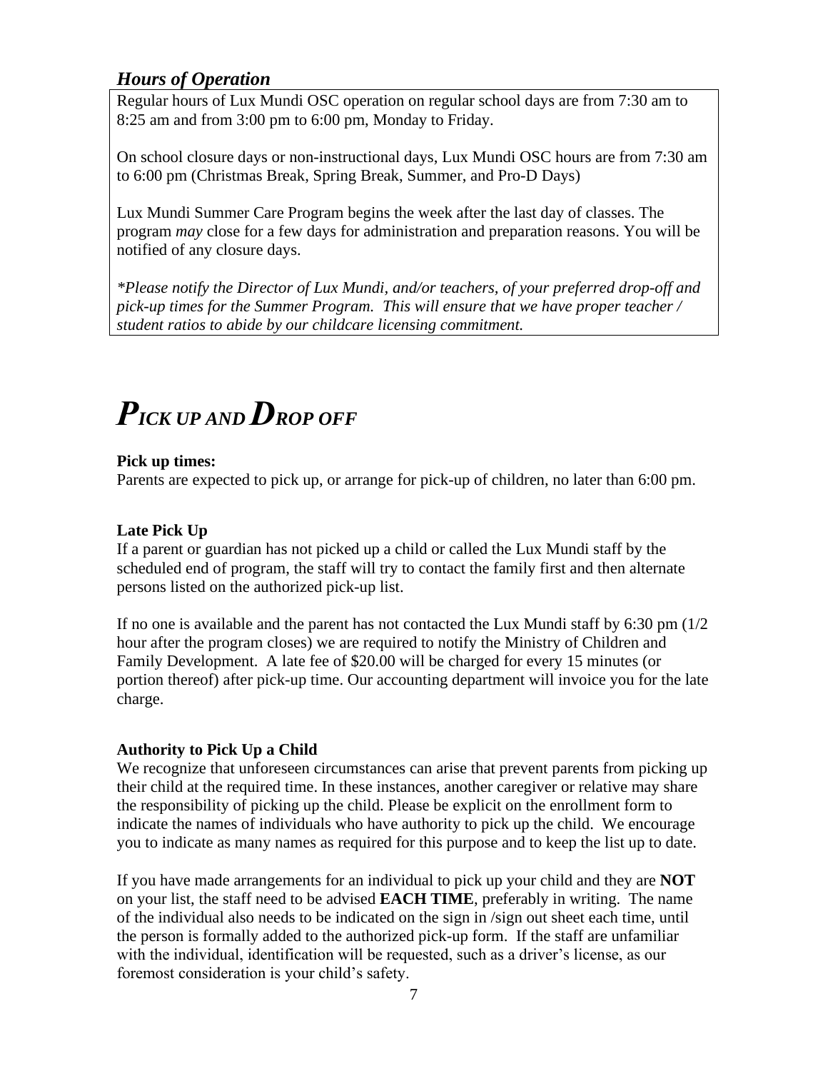## *Hours of Operation*

Regular hours of Lux Mundi OSC operation on regular school days are from 7:30 am to 8:25 am and from 3:00 pm to 6:00 pm, Monday to Friday.

On school closure days or non-instructional days, Lux Mundi OSC hours are from 7:30 am to 6:00 pm (Christmas Break, Spring Break, Summer, and Pro-D Days)

Lux Mundi Summer Care Program begins the week after the last day of classes. The program *may* close for a few days for administration and preparation reasons. You will be notified of any closure days.

**Please notify the Director of Lux Mundi, and/or teachers, of your preferred drop-off and pick-up times for the Summer Program. This will ensure that we have proper teacher / student ratios to abide by our childcare licensing commitment.*

# *PICK UP AND DROP OFF*

**Pick up times:**

Parents are expected to pick up, or arrange for pick-up of children, no later than 6:00 pm.

**Late Pick Up**

If a parent or guardian has not picked up a child or called the Lux Mundi staff by the scheduled end of program, the staff will try to contact the family first and then alternate persons listed on the authorized pick-up list.

If no one is available and the parent has not contacted the Lux Mundi staff by 6:30 pm (1/2 hour after the program closes) we are required to notify the Ministry of Children and Family Development. A late fee of $20.00 will be charged for every 15 minutes (or portion thereof) after pick-up time. Our accounting department will invoice you for the late charge.

**Authority to Pick Up a Child**

We recognize that unforeseen circumstances can arise that prevent parents from picking up their child at the required time. In these instances, another caregiver or relative may share the responsibility of picking up the child. Please be explicit on the enrollment form to indicate the names of individuals who have authority to pick up the child. We encourage you to indicate as many names as required for this purpose and to keep the list up to date.

If you have made arrangements for an individual to pick up your child and they are **NOT** on your list, the staff need to be advised **EACH TIME**, preferably in writing. The name of the individual also needs to be indicated on the sign in /sign out sheet each time, until the person is formally added to the authorized pick-up form. If the staff are unfamiliar with the individual, identification will be requested, such as a driver's license, as our foremost consideration is your child's safety.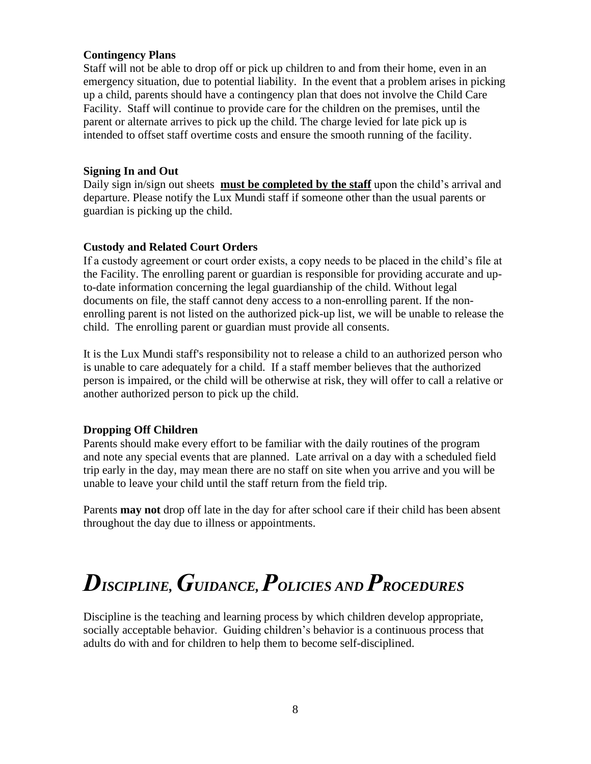### Contingency Plans

Staff will not be able to drop off or pick up children to and from their home, even in an emergency situation, due to potential liability. In the event that a problem arises in picking up a child, parents should have a contingency plan that does not involve the Child Care Facility. Staff will continue to provide care for the children on the premises, until the parent or alternate arrives to pick up the child. The charge levied for late pick up is intended to offset staff overtime costs and ensure the smooth running of the facility.

### Signing In and Out

Daily sign in/sign out sheets **must be completed by the staff** upon the child's arrival and departure. Please notify the Lux Mundi staff if someone other than the usual parents or guardian is picking up the child.

### Custody and Related Court Orders

If a custody agreement or court order exists, a copy needs to be placed in the child's file at the Facility. The enrolling parent or guardian is responsible for providing accurate and up-to-date information concerning the legal guardianship of the child. Without legal documents on file, the staff cannot deny access to a non-enrolling parent. If the non-enrolling parent is not listed on the authorized pick-up list, we will be unable to release the child. The enrolling parent or guardian must provide all consents.

It is the Lux Mundi staff's responsibility not to release a child to an authorized person who is unable to care adequately for a child. If a staff member believes that the authorized person is impaired, or the child will be otherwise at risk, they will offer to call a relative or another authorized person to pick up the child.

### Dropping Off Children

Parents should make every effort to be familiar with the daily routines of the program and note any special events that are planned. Late arrival on a day with a scheduled field trip early in the day, may mean there are no staff on site when you arrive and you will be unable to leave your child until the staff return from the field trip.

Parents **may not** drop off late in the day for after school care if their child has been absent throughout the day due to illness or appointments.

# *Discipline, Guidance, Policies and Procedures*

Discipline is the teaching and learning process by which children develop appropriate, socially acceptable behavior. Guiding children's behavior is a continuous process that adults do with and for children to help them to become self-disciplined.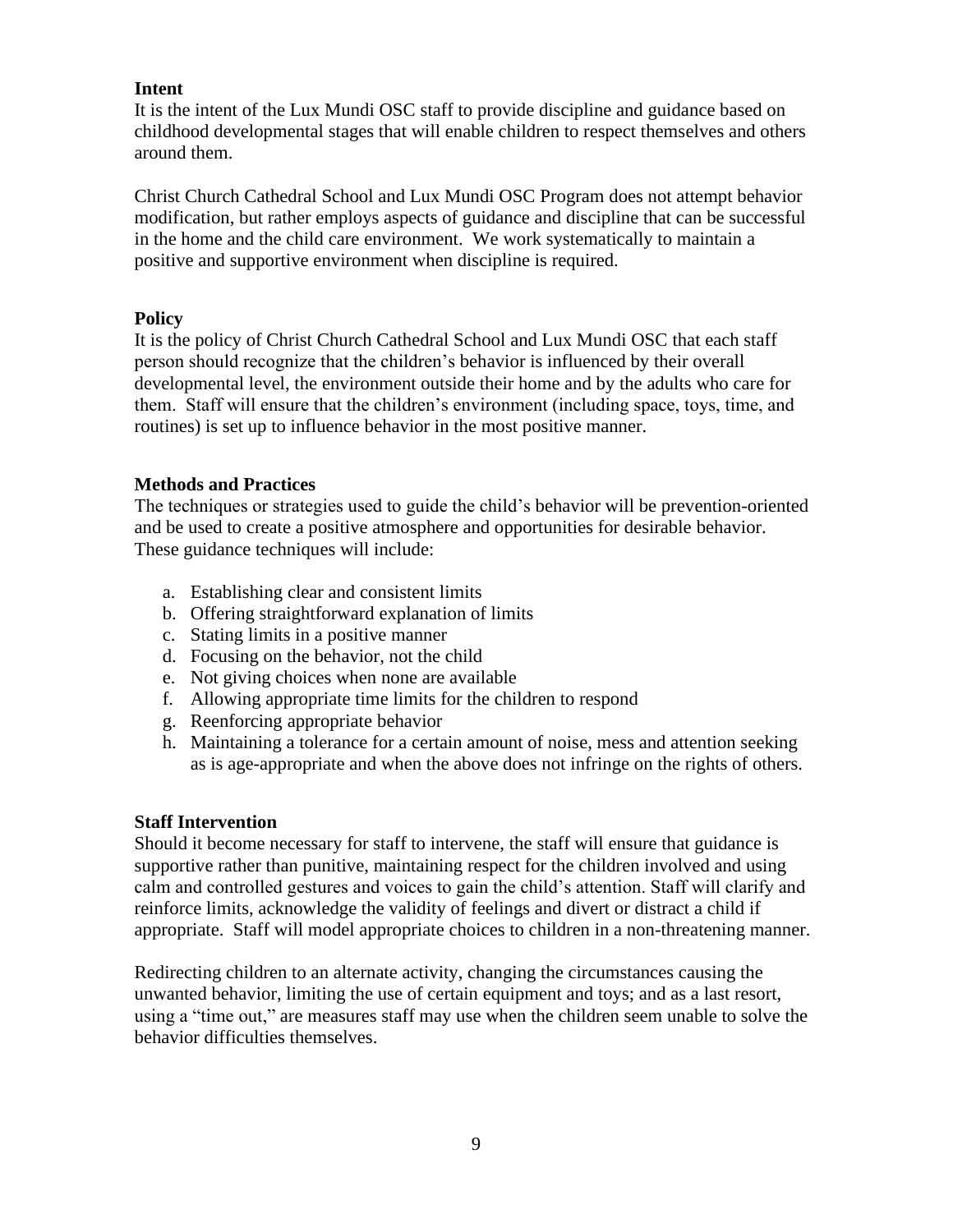**Intent**

It is the intent of the Lux Mundi OSC staff to provide discipline and guidance based on childhood developmental stages that will enable children to respect themselves and others around them.

Christ Church Cathedral School and Lux Mundi OSC Program does not attempt behavior modification, but rather employs aspects of guidance and discipline that can be successful in the home and the child care environment. We work systematically to maintain a positive and supportive environment when discipline is required.

**Policy**

It is the policy of Christ Church Cathedral School and Lux Mundi OSC that each staff person should recognize that the children's behavior is influenced by their overall developmental level, the environment outside their home and by the adults who care for them. Staff will ensure that the children's environment (including space, toys, time, and routines) is set up to influence behavior in the most positive manner.

**Methods and Practices**

The techniques or strategies used to guide the child's behavior will be prevention-oriented and be used to create a positive atmosphere and opportunities for desirable behavior. These guidance techniques will include:

a. Establishing clear and consistent limits
b. Offering straightforward explanation of limits
c. Stating limits in a positive manner
d. Focusing on the behavior, not the child
e. Not giving choices when none are available
f. Allowing appropriate time limits for the children to respond
g. Reenforcing appropriate behavior
h. Maintaining a tolerance for a certain amount of noise, mess and attention seeking as is age-appropriate and when the above does not infringe on the rights of others.

**Staff Intervention**

Should it become necessary for staff to intervene, the staff will ensure that guidance is supportive rather than punitive, maintaining respect for the children involved and using calm and controlled gestures and voices to gain the child's attention. Staff will clarify and reinforce limits, acknowledge the validity of feelings and divert or distract a child if appropriate. Staff will model appropriate choices to children in a non-threatening manner.

Redirecting children to an alternate activity, changing the circumstances causing the unwanted behavior, limiting the use of certain equipment and toys; and as a last resort, using a "time out," are measures staff may use when the children seem unable to solve the behavior difficulties themselves.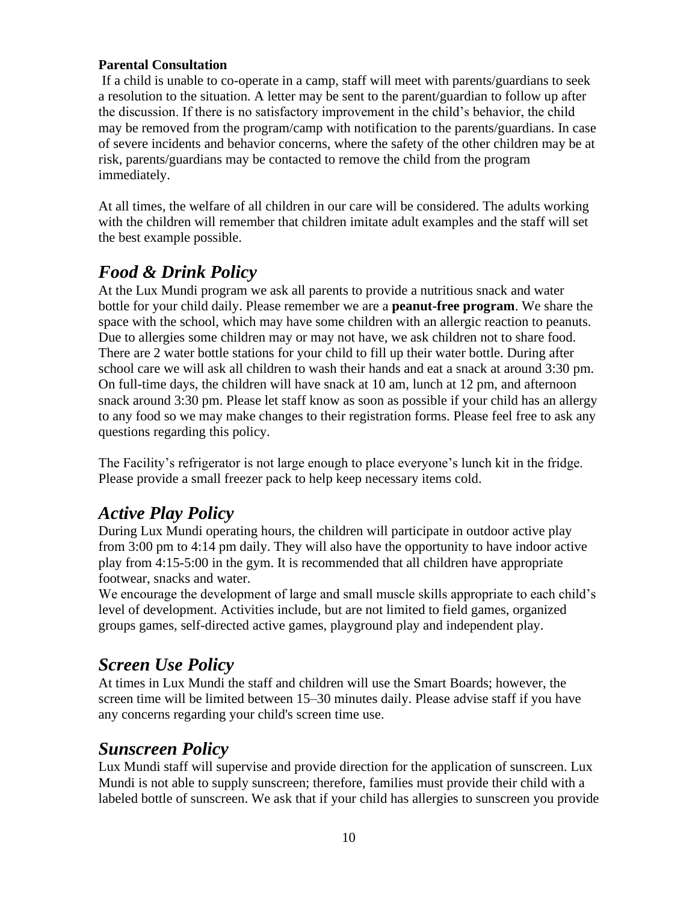**Parental Consultation**

If a child is unable to co-operate in a camp, staff will meet with parents/guardians to seek a resolution to the situation. A letter may be sent to the parent/guardian to follow up after the discussion. If there is no satisfactory improvement in the child's behavior, the child may be removed from the program/camp with notification to the parents/guardians. In case of severe incidents and behavior concerns, where the safety of the other children may be at risk, parents/guardians may be contacted to remove the child from the program immediately.

At all times, the welfare of all children in our care will be considered. The adults working with the children will remember that children imitate adult examples and the staff will set the best example possible.

## *Food & Drink Policy*

At the Lux Mundi program we ask all parents to provide a nutritious snack and water bottle for your child daily. Please remember we are a **peanut-free program**. We share the space with the school, which may have some children with an allergic reaction to peanuts. Due to allergies some children may or may not have, we ask children not to share food. There are 2 water bottle stations for your child to fill up their water bottle. During after school care we will ask all children to wash their hands and eat a snack at around 3:30 pm. On full-time days, the children will have snack at 10 am, lunch at 12 pm, and afternoon snack around 3:30 pm. Please let staff know as soon as possible if your child has an allergy to any food so we may make changes to their registration forms. Please feel free to ask any questions regarding this policy.

The Facility's refrigerator is not large enough to place everyone's lunch kit in the fridge. Please provide a small freezer pack to help keep necessary items cold.

## *Active Play Policy*

During Lux Mundi operating hours, the children will participate in outdoor active play from 3:00 pm to 4:14 pm daily. They will also have the opportunity to have indoor active play from 4:15-5:00 in the gym. It is recommended that all children have appropriate footwear, snacks and water.

We encourage the development of large and small muscle skills appropriate to each child's level of development. Activities include, but are not limited to field games, organized groups games, self-directed active games, playground play and independent play.

## *Screen Use Policy*

At times in Lux Mundi the staff and children will use the Smart Boards; however, the screen time will be limited between 15–30 minutes daily. Please advise staff if you have any concerns regarding your child's screen time use.

## *Sunscreen Policy*

Lux Mundi staff will supervise and provide direction for the application of sunscreen. Lux Mundi is not able to supply sunscreen; therefore, families must provide their child with a labeled bottle of sunscreen. We ask that if your child has allergies to sunscreen you provide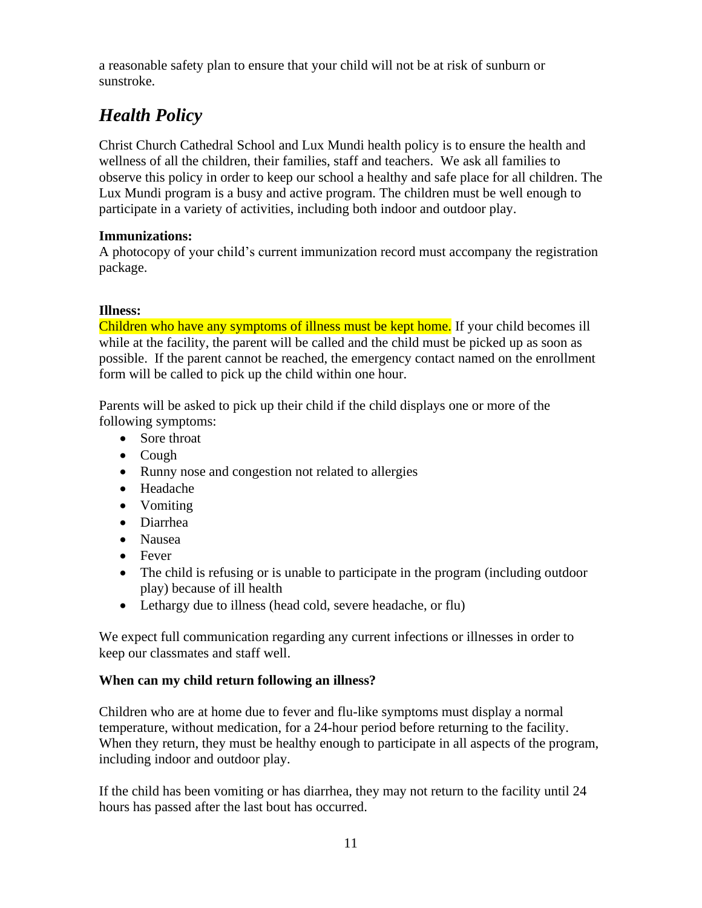a reasonable safety plan to ensure that your child will not be at risk of sunburn or sunstroke.

## *Health Policy*

Christ Church Cathedral School and Lux Mundi health policy is to ensure the health and wellness of all the children, their families, staff and teachers. We ask all families to observe this policy in order to keep our school a healthy and safe place for all children. The Lux Mundi program is a busy and active program. The children must be well enough to participate in a variety of activities, including both indoor and outdoor play.

**Immunizations:**
A photocopy of your child's current immunization record must accompany the registration package.

**Illness:**
Children who have any symptoms of illness must be kept home. If your child becomes ill while at the facility, the parent will be called and the child must be picked up as soon as possible. If the parent cannot be reached, the emergency contact named on the enrollment form will be called to pick up the child within one hour.

Parents will be asked to pick up their child if the child displays one or more of the following symptoms:

- Sore throat
- Cough
- Runny nose and congestion not related to allergies
- Headache
- Vomiting
- Diarrhea
- Nausea
- Fever
- The child is refusing or is unable to participate in the program (including outdoor play) because of ill health
- Lethargy due to illness (head cold, severe headache, or flu)

We expect full communication regarding any current infections or illnesses in order to keep our classmates and staff well.

**When can my child return following an illness?**

Children who are at home due to fever and flu-like symptoms must display a normal temperature, without medication, for a 24-hour period before returning to the facility. When they return, they must be healthy enough to participate in all aspects of the program, including indoor and outdoor play.

If the child has been vomiting or has diarrhea, they may not return to the facility until 24 hours has passed after the last bout has occurred.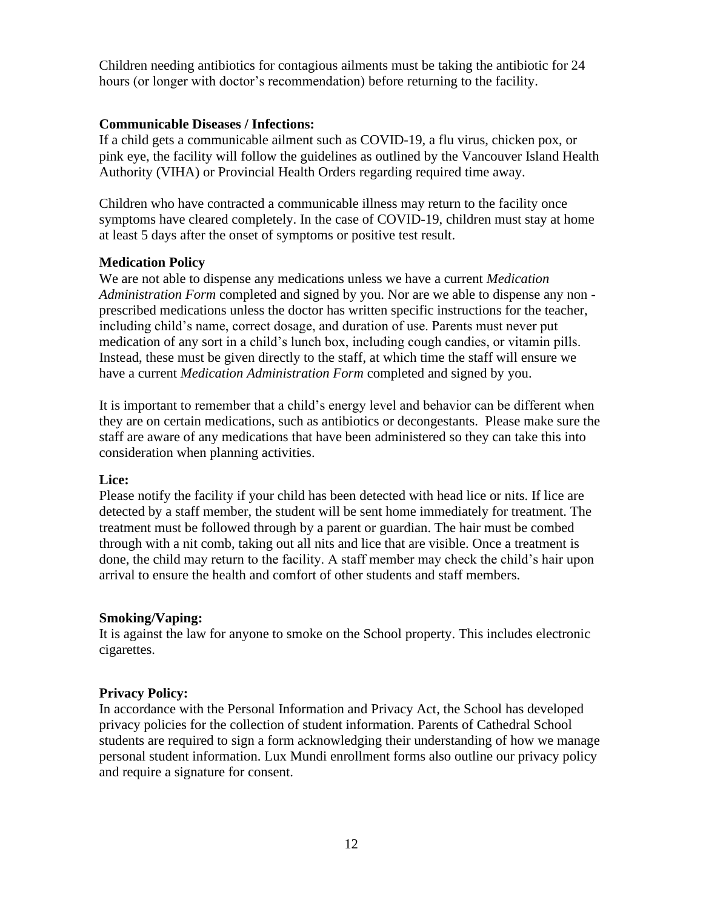Children needing antibiotics for contagious ailments must be taking the antibiotic for 24 hours (or longer with doctor's recommendation) before returning to the facility.

**Communicable Diseases / Infections:**

If a child gets a communicable ailment such as COVID-19, a flu virus, chicken pox, or pink eye, the facility will follow the guidelines as outlined by the Vancouver Island Health Authority (VIHA) or Provincial Health Orders regarding required time away.

Children who have contracted a communicable illness may return to the facility once symptoms have cleared completely. In the case of COVID-19, children must stay at home at least 5 days after the onset of symptoms or positive test result.

**Medication Policy**

We are not able to dispense any medications unless we have a current *Medication Administration Form* completed and signed by you. Nor are we able to dispense any non - prescribed medications unless the doctor has written specific instructions for the teacher, including child's name, correct dosage, and duration of use. Parents must never put medication of any sort in a child's lunch box, including cough candies, or vitamin pills. Instead, these must be given directly to the staff, at which time the staff will ensure we have a current *Medication Administration Form* completed and signed by you.

It is important to remember that a child's energy level and behavior can be different when they are on certain medications, such as antibiotics or decongestants. Please make sure the staff are aware of any medications that have been administered so they can take this into consideration when planning activities.

**Lice:**

Please notify the facility if your child has been detected with head lice or nits. If lice are detected by a staff member, the student will be sent home immediately for treatment. The treatment must be followed through by a parent or guardian. The hair must be combed through with a nit comb, taking out all nits and lice that are visible. Once a treatment is done, the child may return to the facility. A staff member may check the child's hair upon arrival to ensure the health and comfort of other students and staff members.

**Smoking/Vaping:**

It is against the law for anyone to smoke on the School property. This includes electronic cigarettes.

**Privacy Policy:**

In accordance with the Personal Information and Privacy Act, the School has developed privacy policies for the collection of student information. Parents of Cathedral School students are required to sign a form acknowledging their understanding of how we manage personal student information. Lux Mundi enrollment forms also outline our privacy policy and require a signature for consent.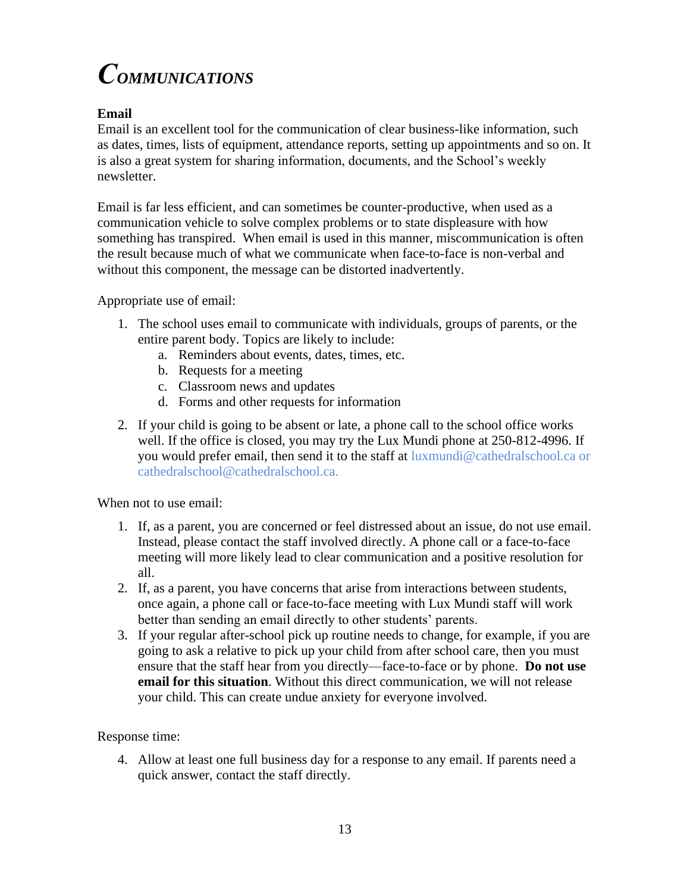# *COMMUNICATIONS*

**Email**

Email is an excellent tool for the communication of clear business-like information, such as dates, times, lists of equipment, attendance reports, setting up appointments and so on. It is also a great system for sharing information, documents, and the School's weekly newsletter.

Email is far less efficient, and can sometimes be counter-productive, when used as a communication vehicle to solve complex problems or to state displeasure with how something has transpired. When email is used in this manner, miscommunication is often the result because much of what we communicate when face-to-face is non-verbal and without this component, the message can be distorted inadvertently.

Appropriate use of email:

1. The school uses email to communicate with individuals, groups of parents, or the entire parent body. Topics are likely to include:
   a. Reminders about events, dates, times, etc.
   b. Requests for a meeting
   c. Classroom news and updates
   d. Forms and other requests for information
2. If your child is going to be absent or late, a phone call to the school office works well. If the office is closed, you may try the Lux Mundi phone at 250-812-4996. If you would prefer email, then send it to the staff at luxmundi@cathedralschool.ca or cathedralschool@cathedralschool.ca.

When not to use email:

1. If, as a parent, you are concerned or feel distressed about an issue, do not use email. Instead, please contact the staff involved directly. A phone call or a face-to-face meeting will more likely lead to clear communication and a positive resolution for all.
2. If, as a parent, you have concerns that arise from interactions between students, once again, a phone call or face-to-face meeting with Lux Mundi staff will work better than sending an email directly to other students' parents.
3. If your regular after-school pick up routine needs to change, for example, if you are going to ask a relative to pick up your child from after school care, then you must ensure that the staff hear from you directly—face-to-face or by phone. **Do not use email for this situation**. Without this direct communication, we will not release your child. This can create undue anxiety for everyone involved.

Response time:

4. Allow at least one full business day for a response to any email. If parents need a quick answer, contact the staff directly.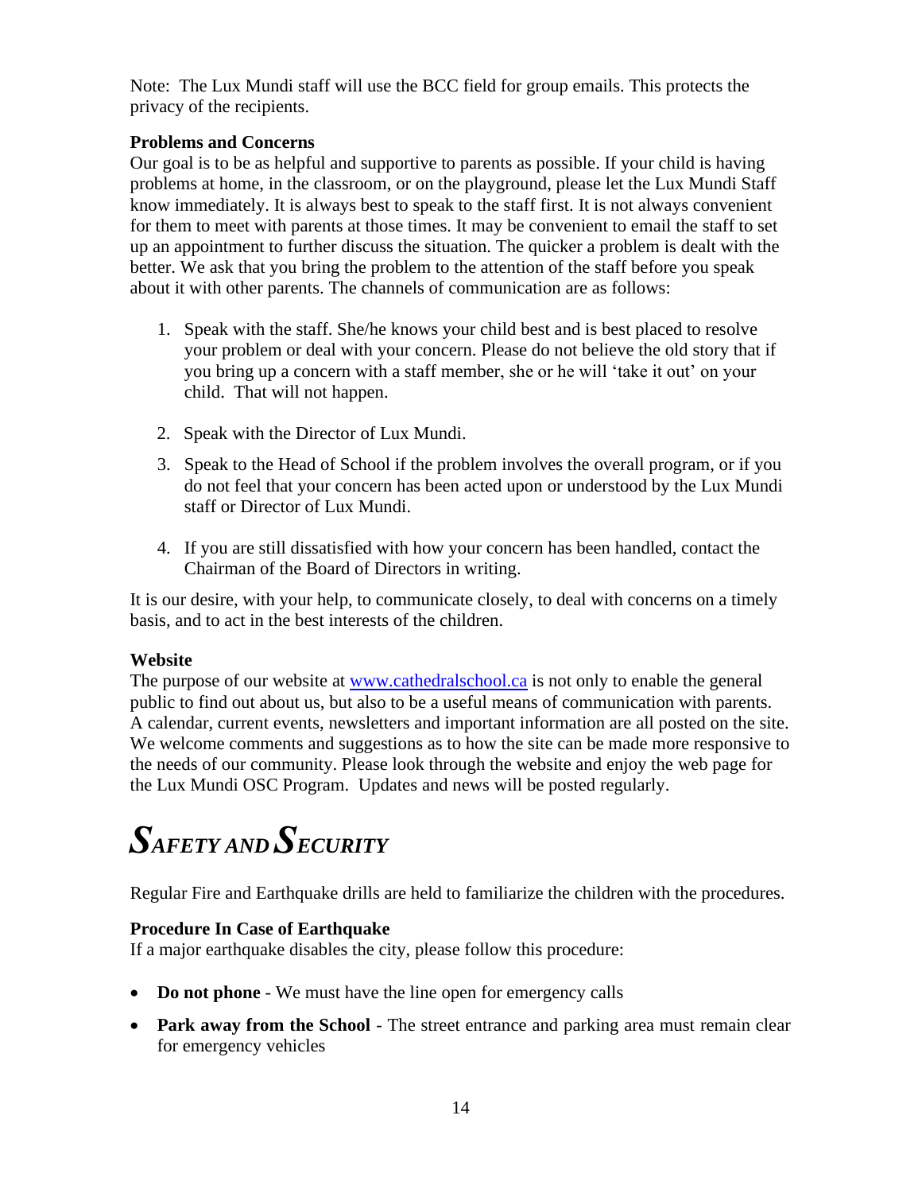Note: The Lux Mundi staff will use the BCC field for group emails. This protects the privacy of the recipients.

**Problems and Concerns**

Our goal is to be as helpful and supportive to parents as possible. If your child is having problems at home, in the classroom, or on the playground, please let the Lux Mundi Staff know immediately. It is always best to speak to the staff first. It is not always convenient for them to meet with parents at those times. It may be convenient to email the staff to set up an appointment to further discuss the situation. The quicker a problem is dealt with the better. We ask that you bring the problem to the attention of the staff before you speak about it with other parents. The channels of communication are as follows:

1. Speak with the staff. She/he knows your child best and is best placed to resolve your problem or deal with your concern. Please do not believe the old story that if you bring up a concern with a staff member, she or he will 'take it out' on your child. That will not happen.
2. Speak with the Director of Lux Mundi.
3. Speak to the Head of School if the problem involves the overall program, or if you do not feel that your concern has been acted upon or understood by the Lux Mundi staff or Director of Lux Mundi.
4. If you are still dissatisfied with how your concern has been handled, contact the Chairman of the Board of Directors in writing.

It is our desire, with your help, to communicate closely, to deal with concerns on a timely basis, and to act in the best interests of the children.

**Website**

The purpose of our website at www.cathedralschool.ca is not only to enable the general public to find out about us, but also to be a useful means of communication with parents. A calendar, current events, newsletters and important information are all posted on the site. We welcome comments and suggestions as to how the site can be made more responsive to the needs of our community. Please look through the website and enjoy the web page for the Lux Mundi OSC Program. Updates and news will be posted regularly.

# *SAFETY AND SECURITY*

Regular Fire and Earthquake drills are held to familiarize the children with the procedures.

**Procedure In Case of Earthquake**

If a major earthquake disables the city, please follow this procedure:

- **Do not phone** - We must have the line open for emergency calls
- **Park away from the School** - The street entrance and parking area must remain clear for emergency vehicles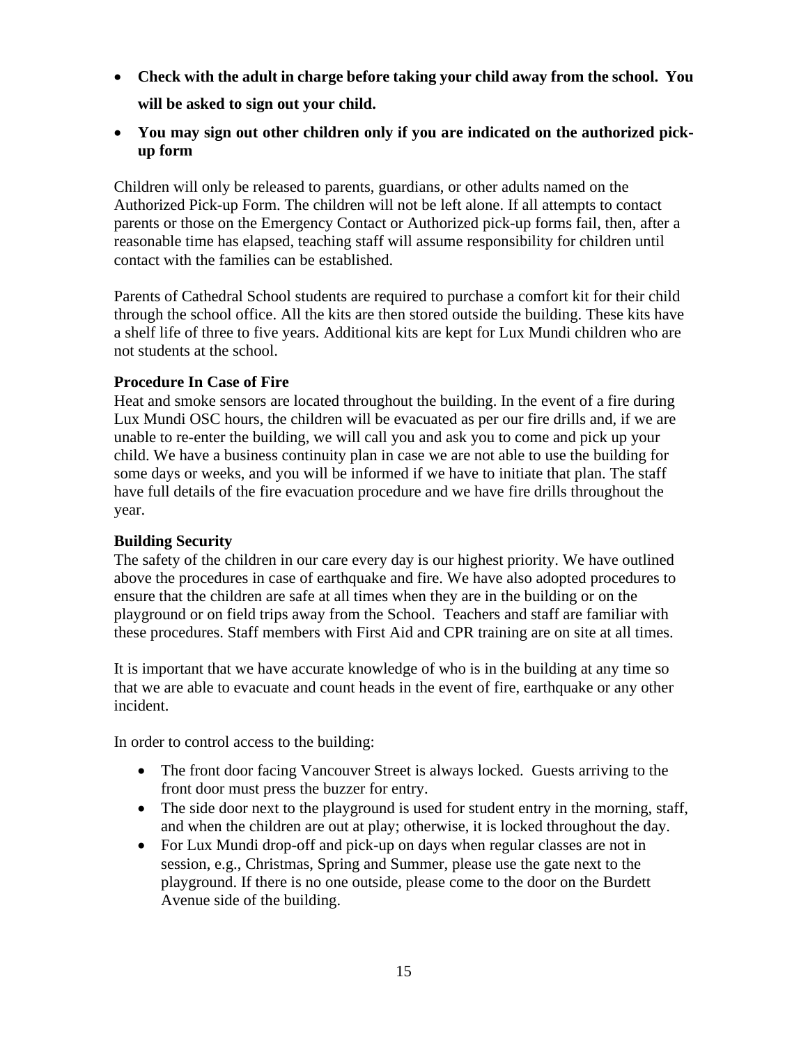- **Check with the adult in charge before taking your child away from the school. You will be asked to sign out your child.**
- **You may sign out other children only if you are indicated on the authorized pick-up form**

Children will only be released to parents, guardians, or other adults named on the Authorized Pick-up Form. The children will not be left alone. If all attempts to contact parents or those on the Emergency Contact or Authorized pick-up forms fail, then, after a reasonable time has elapsed, teaching staff will assume responsibility for children until contact with the families can be established.

Parents of Cathedral School students are required to purchase a comfort kit for their child through the school office. All the kits are then stored outside the building. These kits have a shelf life of three to five years. Additional kits are kept for Lux Mundi children who are not students at the school.

**Procedure In Case of Fire**

Heat and smoke sensors are located throughout the building. In the event of a fire during Lux Mundi OSC hours, the children will be evacuated as per our fire drills and, if we are unable to re-enter the building, we will call you and ask you to come and pick up your child. We have a business continuity plan in case we are not able to use the building for some days or weeks, and you will be informed if we have to initiate that plan. The staff have full details of the fire evacuation procedure and we have fire drills throughout the year.

**Building Security**

The safety of the children in our care every day is our highest priority. We have outlined above the procedures in case of earthquake and fire. We have also adopted procedures to ensure that the children are safe at all times when they are in the building or on the playground or on field trips away from the School. Teachers and staff are familiar with these procedures. Staff members with First Aid and CPR training are on site at all times.

It is important that we have accurate knowledge of who is in the building at any time so that we are able to evacuate and count heads in the event of fire, earthquake or any other incident.

In order to control access to the building:

- The front door facing Vancouver Street is always locked. Guests arriving to the front door must press the buzzer for entry.
- The side door next to the playground is used for student entry in the morning, staff, and when the children are out at play; otherwise, it is locked throughout the day.
- For Lux Mundi drop-off and pick-up on days when regular classes are not in session, e.g., Christmas, Spring and Summer, please use the gate next to the playground. If there is no one outside, please come to the door on the Burdett Avenue side of the building.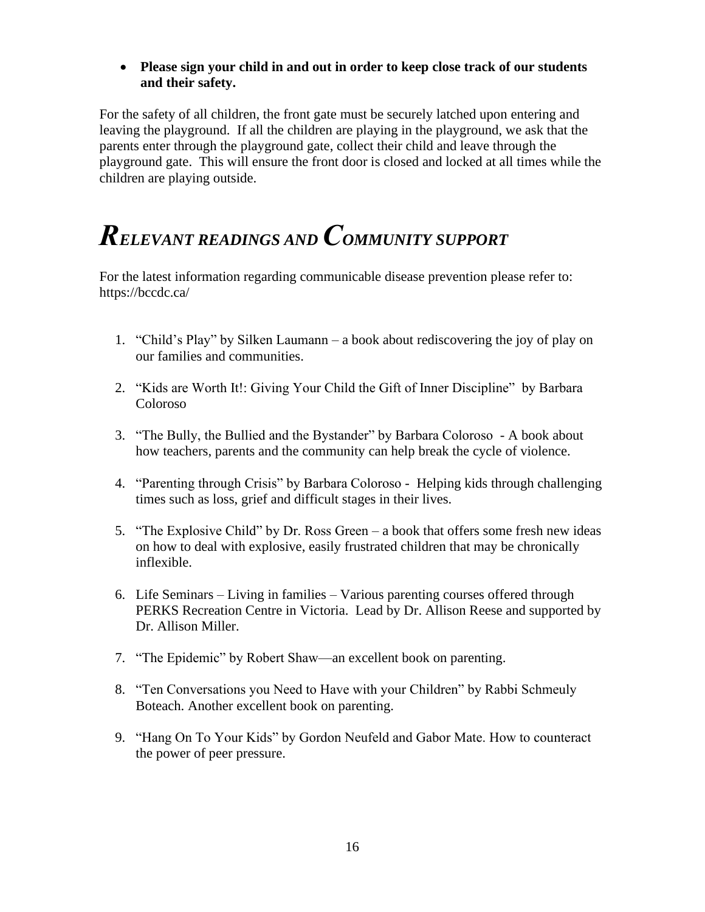- **Please sign your child in and out in order to keep close track of our students and their safety.**

For the safety of all children, the front gate must be securely latched upon entering and leaving the playground. If all the children are playing in the playground, we ask that the parents enter through the playground gate, collect their child and leave through the playground gate. This will ensure the front door is closed and locked at all times while the children are playing outside.

# *RELEVANT READINGS AND COMMUNITY SUPPORT*

For the latest information regarding communicable disease prevention please refer to: https://bccdc.ca/

1. "Child's Play" by Silken Laumann – a book about rediscovering the joy of play on our families and communities.

2. "Kids are Worth It!: Giving Your Child the Gift of Inner Discipline" by Barbara Coloroso

3. "The Bully, the Bullied and the Bystander" by Barbara Coloroso - A book about how teachers, parents and the community can help break the cycle of violence.

4. "Parenting through Crisis" by Barbara Coloroso - Helping kids through challenging times such as loss, grief and difficult stages in their lives.

5. "The Explosive Child" by Dr. Ross Green – a book that offers some fresh new ideas on how to deal with explosive, easily frustrated children that may be chronically inflexible.

6. Life Seminars – Living in families – Various parenting courses offered through PERKS Recreation Centre in Victoria. Lead by Dr. Allison Reese and supported by Dr. Allison Miller.

7. "The Epidemic" by Robert Shaw—an excellent book on parenting.

8. "Ten Conversations you Need to Have with your Children" by Rabbi Schmeuly Boteach. Another excellent book on parenting.

9. "Hang On To Your Kids" by Gordon Neufeld and Gabor Mate. How to counteract the power of peer pressure.